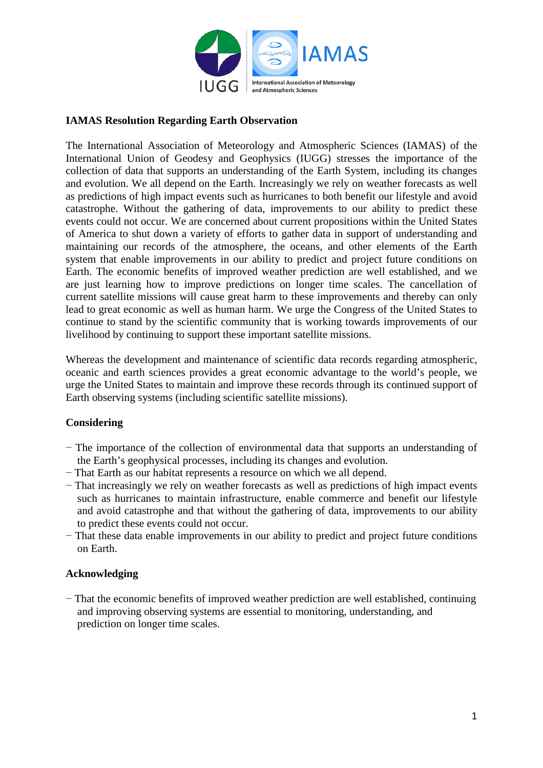# IAMAS Resolution Regarding Earth Observation

The International Association of Meteorology and Atmospheric Sciences (IAMAS) of the International Union of Geodesy and Geophysics (IUGG) stresses the importance of the collection of data that supports an understanding of the Earth System, including its changes and evolution. We all depend on the Earth. Increasingly we rely on weather forecasts as well as predictions of high impact events such as hurricanes to both benefit our lifestyle and avoid catastrophe. Without the gathering of data, improvements to our ability to predict these events could not occur. We are concerned about current propositions within the United States of America to shut down a variety of efforts to gather data in support of understanding and maintaining our records of the atmosphere, the oceans, and other elements of the Earth system that enable improvements in our ability to predict and project future conditions on Earth. The economic benefits of improved weather prediction are well established, and we are just learning how to improve predictions on longer time scales. The cancellation of current satellite missions will cause great harm to these improvements and thereby can only lead to great economic as well as human harm. We urge the Congress of the United States to continue to stand by the scientific community that is working towards improvements of our livelihood by continuing to support these important satellite missions.

Whereas the development and maintenance of scientific data records regarding atmospheric, oceanic and earth sciences provides a great economic advantage to the world's people, we urge the United States to maintain and improve these records through its continued support of Earth observing systems (including scientific satellite missions).

## Considering

- The importance of the collection of environmental data that supports an understanding of the Earth's geophysical processes, including its changes and evolution.
- That Earth as our habitat represents a resource on which we all depend.
- That increasingly we rely on weather forecasts as well as predictions of high impact events such as hurricanes to maintain infrastructure, enable commerce and benefit our lifestyle and avoid catastrophe and that without the gathering of data, improvements to our ability to predict these events could not occur.
- That these data enable improvements in our ability to predict and project future conditions on Earth.

## Acknowledging

- That the economic benefits of improved weather prediction are well established, continuing and improving observing systems are essential to monitoring, understanding, and prediction on longer time scales.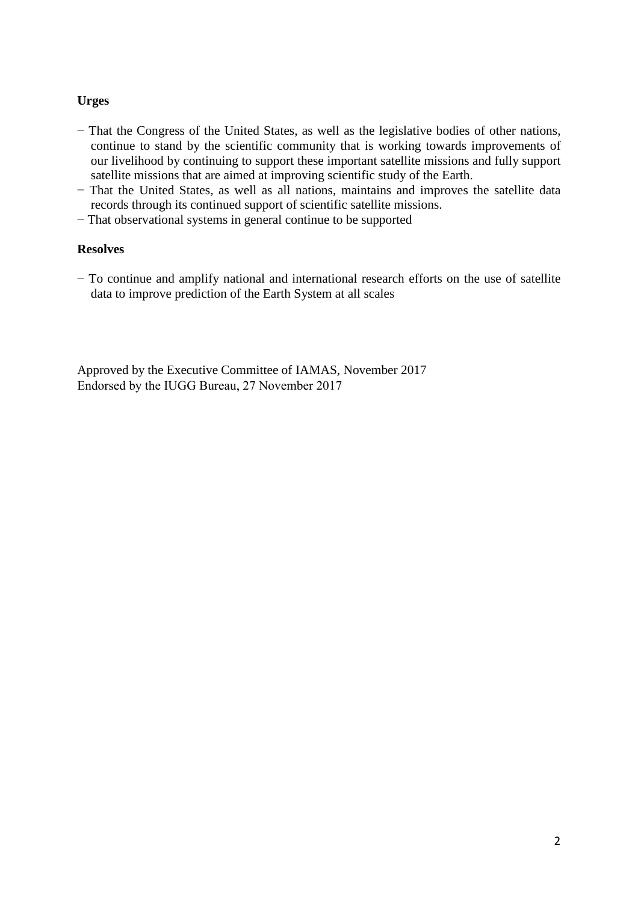**Urges**

- That the Congress of the United States, as well as the legislative bodies of other nations, continue to stand by the scientific community that is working towards improvements of our livelihood by continuing to support these important satellite missions and fully support satellite missions that are aimed at improving scientific study of the Earth.
- That the United States, as well as all nations, maintains and improves the satellite data records through its continued support of scientific satellite missions.
- That observational systems in general continue to be supported

**Resolves**

- To continue and amplify national and international research efforts on the use of satellite data to improve prediction of the Earth System at all scales

Approved by the Executive Committee of IAMAS, November 2017
Endorsed by the IUGG Bureau, 27 November 2017